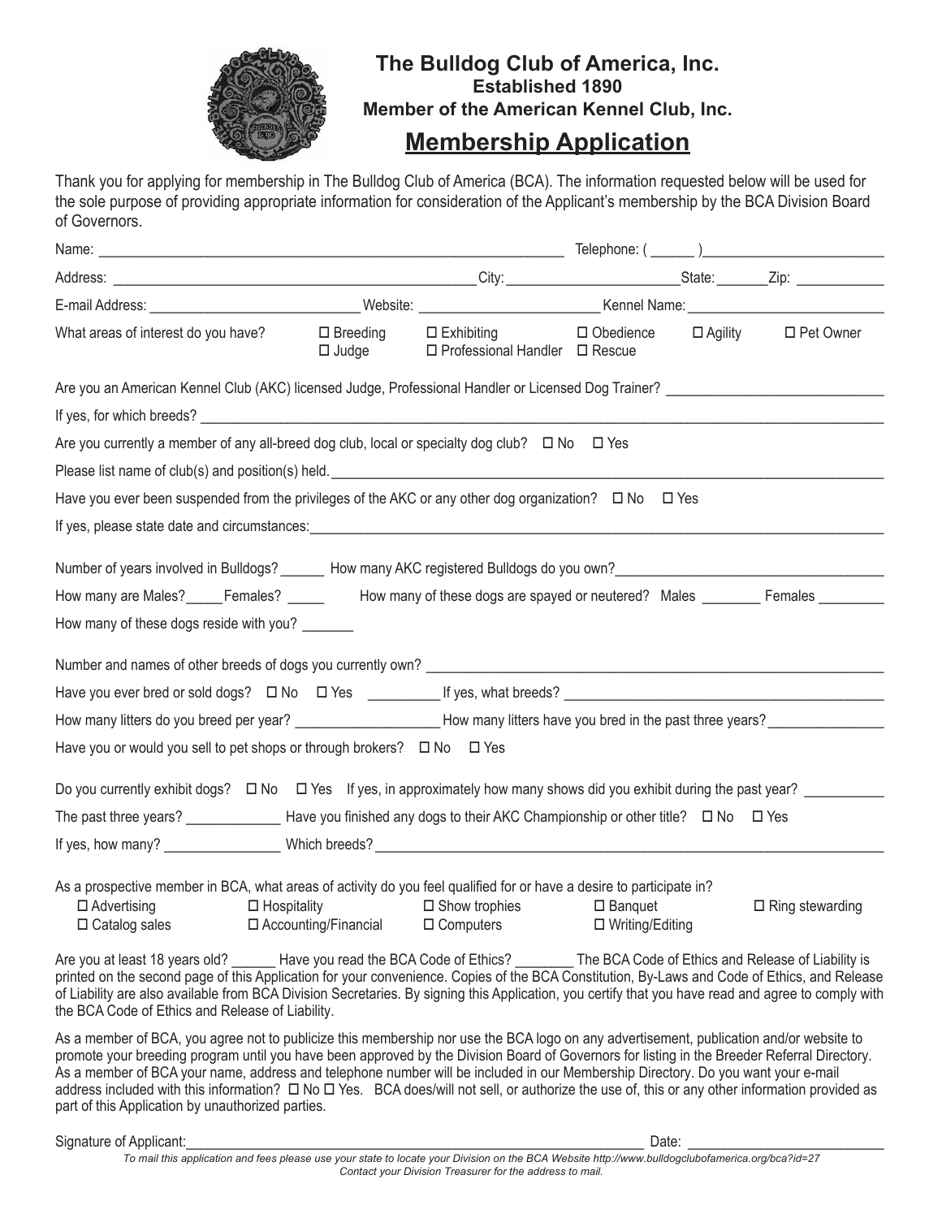# The Bulldog Club of America, Inc.

**Established 1890**

**Member of the American Kennel Club, Inc.**

## Membership Application

Thank you for applying for membership in The Bulldog Club of America (BCA). The information requested below will be used for the sole purpose of providing appropriate information for consideration of the Applicant's membership by the BCA Division Board of Governors.

Name: ______________________________ Telephone: ( ______ )____________________

Address: ______________________________ City: ____________________ State: _______ Zip: ____________

E-mail Address: ____________________ Website: ____________________ Kennel Name: ____________________

What areas of interest do you have? ☐ Breeding ☐ Exhibiting ☐ Obedience ☐ Agility ☐ Pet Owner ☐ Judge ☐ Professional Handler ☐ Rescue

Are you an American Kennel Club (AKC) licensed Judge, Professional Handler or Licensed Dog Trainer? ____________________

If yes, for which breeds? ____________________

Are you currently a member of any all-breed dog club, local or specialty dog club? ☐ No ☐ Yes

Please list name of club(s) and position(s) held. ____________________

Have you ever been suspended from the privileges of the AKC or any other dog organization? ☐ No ☐ Yes

If yes, please state date and circumstances: ____________________

Number of years involved in Bulldogs? ______ How many AKC registered Bulldogs do you own? ____________________

How many are Males? _____ Females? _____ How many of these dogs are spayed or neutered? Males ________ Females ________

How many of these dogs reside with you? _______

Number and names of other breeds of dogs you currently own? ____________________

Have you ever bred or sold dogs? ☐ No ☐ Yes _________ If yes, what breeds? ____________________

How many litters do you breed per year? ____________________ How many litters have you bred in the past three years? _______________

Have you or would you sell to pet shops or through brokers? ☐ No ☐ Yes

Do you currently exhibit dogs? ☐ No ☐ Yes If yes, in approximately how many shows did you exhibit during the past year? __________

The past three years? _____________ Have you finished any dogs to their AKC Championship or other title? ☐ No ☐ Yes

If yes, how many? _______________ Which breeds? ____________________

As a prospective member in BCA, what areas of activity do you feel qualified for or have a desire to participate in?

☐ Advertising ☐ Hospitality ☐ Show trophies ☐ Banquet ☐ Ring stewarding
☐ Catalog sales ☐ Accounting/Financial ☐ Computers ☐ Writing/Editing

Are you at least 18 years old? ______ Have you read the BCA Code of Ethics? ________ The BCA Code of Ethics and Release of Liability is printed on the second page of this Application for your convenience. Copies of the BCA Constitution, By-Laws and Code of Ethics, and Release of Liability are also available from BCA Division Secretaries. By signing this Application, you certify that you have read and agree to comply with the BCA Code of Ethics and Release of Liability.

As a member of BCA, you agree not to publicize this membership nor use the BCA logo on any advertisement, publication and/or website to promote your breeding program until you have been approved by the Division Board of Governors for listing in the Breeder Referral Directory. As a member of BCA your name, address and telephone number will be included in our Membership Directory. Do you want your e-mail address included with this information? ☐ No ☐ Yes. BCA does/will not sell, or authorize the use of, this or any other information provided as part of this Application by unauthorized parties.

Signature of Applicant: ______________________________ Date: ____________________

*To mail this application and fees please use your state to locate your Division on the BCA Website http://www.bulldogclubofamerica.org/bca?id=27*
*Contact your Division Treasurer for the address to mail.*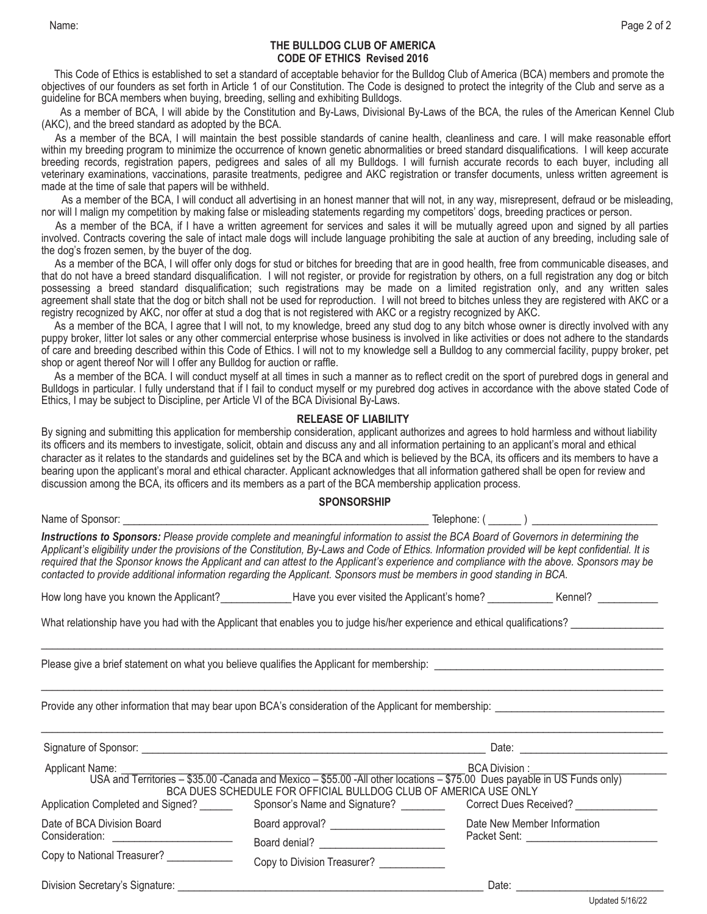Name:

## THE BULLDOG CLUB OF AMERICA
## CODE OF ETHICS Revised 2016

This Code of Ethics is established to set a standard of acceptable behavior for the Bulldog Club of America (BCA) members and promote the objectives of our founders as set forth in Article 1 of our Constitution. The Code is designed to protect the integrity of the Club and serve as a guideline for BCA members when buying, breeding, selling and exhibiting Bulldogs.

As a member of BCA, I will abide by the Constitution and By-Laws, Divisional By-Laws of the BCA, the rules of the American Kennel Club (AKC), and the breed standard as adopted by the BCA.

As a member of the BCA, I will maintain the best possible standards of canine health, cleanliness and care. I will make reasonable effort within my breeding program to minimize the occurrence of known genetic abnormalities or breed standard disqualifications. I will keep accurate breeding records, registration papers, pedigrees and sales of all my Bulldogs. I will furnish accurate records to each buyer, including all veterinary examinations, vaccinations, parasite treatments, pedigree and AKC registration or transfer documents, unless written agreement is made at the time of sale that papers will be withheld.

As a member of the BCA, I will conduct all advertising in an honest manner that will not, in any way, misrepresent, defraud or be misleading, nor will I malign my competition by making false or misleading statements regarding my competitors' dogs, breeding practices or person.

As a member of the BCA, if I have a written agreement for services and sales it will be mutually agreed upon and signed by all parties involved. Contracts covering the sale of intact male dogs will include language prohibiting the sale at auction of any breeding, including sale of the dog's frozen semen, by the buyer of the dog.

As a member of the BCA, I will offer only dogs for stud or bitches for breeding that are in good health, free from communicable diseases, and that do not have a breed standard disqualification. I will not register, or provide for registration by others, on a full registration any dog or bitch possessing a breed standard disqualification; such registrations may be made on a limited registration only, and any written sales agreement shall state that the dog or bitch shall not be used for reproduction. I will not breed to bitches unless they are registered with AKC or a registry recognized by AKC, nor offer at stud a dog that is not registered with AKC or a registry recognized by AKC.

As a member of the BCA, I agree that I will not, to my knowledge, breed any stud dog to any bitch whose owner is directly involved with any puppy broker, litter lot sales or any other commercial enterprise whose business is involved in like activities or does not adhere to the standards of care and breeding described within this Code of Ethics. I will not to my knowledge sell a Bulldog to any commercial facility, puppy broker, pet shop or agent thereof Nor will I offer any Bulldog for auction or raffle.

As a member of the BCA. I will conduct myself at all times in such a manner as to reflect credit on the sport of purebred dogs in general and Bulldogs in particular. I fully understand that if I fail to conduct myself or my purebred dog actives in accordance with the above stated Code of Ethics, I may be subject to Discipline, per Article VI of the BCA Divisional By-Laws.

## RELEASE OF LIABILITY

By signing and submitting this application for membership consideration, applicant authorizes and agrees to hold harmless and without liability its officers and its members to investigate, solicit, obtain and discuss any and all information pertaining to an applicant's moral and ethical character as it relates to the standards and guidelines set by the BCA and which is believed by the BCA, its officers and its members to have a bearing upon the applicant's moral and ethical character. Applicant acknowledges that all information gathered shall be open for review and discussion among the BCA, its officers and its members as a part of the BCA membership application process.

## SPONSORSHIP

Name of Sponsor: ______________________________ Telephone: ( ______ ) ______________________

***Instructions to Sponsors:*** *Please provide complete and meaningful information to assist the BCA Board of Governors in determining the Applicant's eligibility under the provisions of the Constitution, By-Laws and Code of Ethics. Information provided will be kept confidential. It is required that the Sponsor knows the Applicant and can attest to the Applicant's experience and compliance with the above. Sponsors may be contacted to provide additional information regarding the Applicant. Sponsors must be members in good standing in BCA.*

How long have you known the Applicant?____________ Have you ever visited the Applicant's home? ___________ Kennel? __________

What relationship have you had with the Applicant that enables you to judge his/her experience and ethical qualifications? ________________

______________________________________________________________________________

Please give a brief statement on what you believe qualifies the Applicant for membership: ______________________________

______________________________________________________________________________

Provide any other information that may bear upon BCA's consideration of the Applicant for membership: ______________________

______________________________________________________________________________

Signature of Sponsor: ______________________________________ Date: ________________________

Applicant Name: ______________________________________ BCA Division : ______________________

USA and Territories – $35.00 -Canada and Mexico – $55.00 -All other locations – $75.00 Dues payable in US Funds only)

BCA DUES SCHEDULE FOR OFFICIAL BULLDOG CLUB OF AMERICA USE ONLY

| | | |
|---|---|---|
| Application Completed and Signed? ______ | Sponsor's Name and Signature? ________ | Correct Dues Received? ______________ |
| Date of BCA Division Board Consideration: ____________________ | Board approval? ____________________ | Date New Member Information Packet Sent: ______________________ |
| | Board denial? ______________________ | |
| Copy to National Treasurer? ___________ | Copy to Division Treasurer? ___________ | |

Division Secretary's Signature: ______________________________________ Date: ________________________

Updated 5/16/22